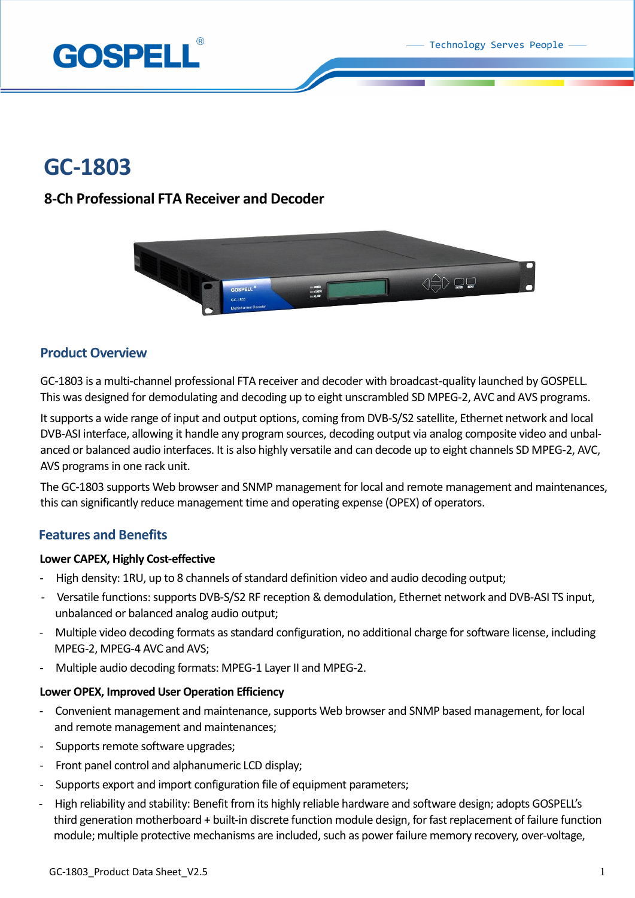# GC-1803

## 8-Ch Professional FTA Receiver and Decoder

### Product Overview

GC-1803 is a multi-channel professional FTA receiver and decoder with broadcast-quality launched by GOSPELL. This was designed for demodulating and decoding up to eight unscrambled SD MPEG-2, AVC and AVS programs.

It supports a wide range of input and output options, coming from DVB-S/S2 satellite, Ethernet network and local DVB-ASI interface, allowing it handle any program sources, decoding output via analog composite video and unbal-anced or balanced audio interfaces. It is also highly versatile and can decode up to eight channels SD MPEG-2, AVC, AVS programs in one rack unit.

The GC-1803 supports Web browser and SNMP management for local and remote management and maintenances, this can significantly reduce management time and operating expense (OPEX) of operators.

### Features and Benefits

**Lower CAPEX, Highly Cost-effective**

- High density: 1RU, up to 8 channels of standard definition video and audio decoding output;
- Versatile functions: supports DVB-S/S2 RF reception & demodulation, Ethernet network and DVB-ASI TS input, unbalanced or balanced analog audio output;
- Multiple video decoding formats as standard configuration, no additional charge for software license, including MPEG-2, MPEG-4 AVC and AVS;
- Multiple audio decoding formats: MPEG-1 Layer II and MPEG-2.

**Lower OPEX, Improved User Operation Efficiency**

- Convenient management and maintenance, supports Web browser and SNMP based management, for local and remote management and maintenances;
- Supports remote software upgrades;
- Front panel control and alphanumeric LCD display;
- Supports export and import configuration file of equipment parameters;
- High reliability and stability: Benefit from its highly reliable hardware and software design; adopts GOSPELL's third generation motherboard + built-in discrete function module design, for fast replacement of failure function module; multiple protective mechanisms are included, such as power failure memory recovery, over-voltage,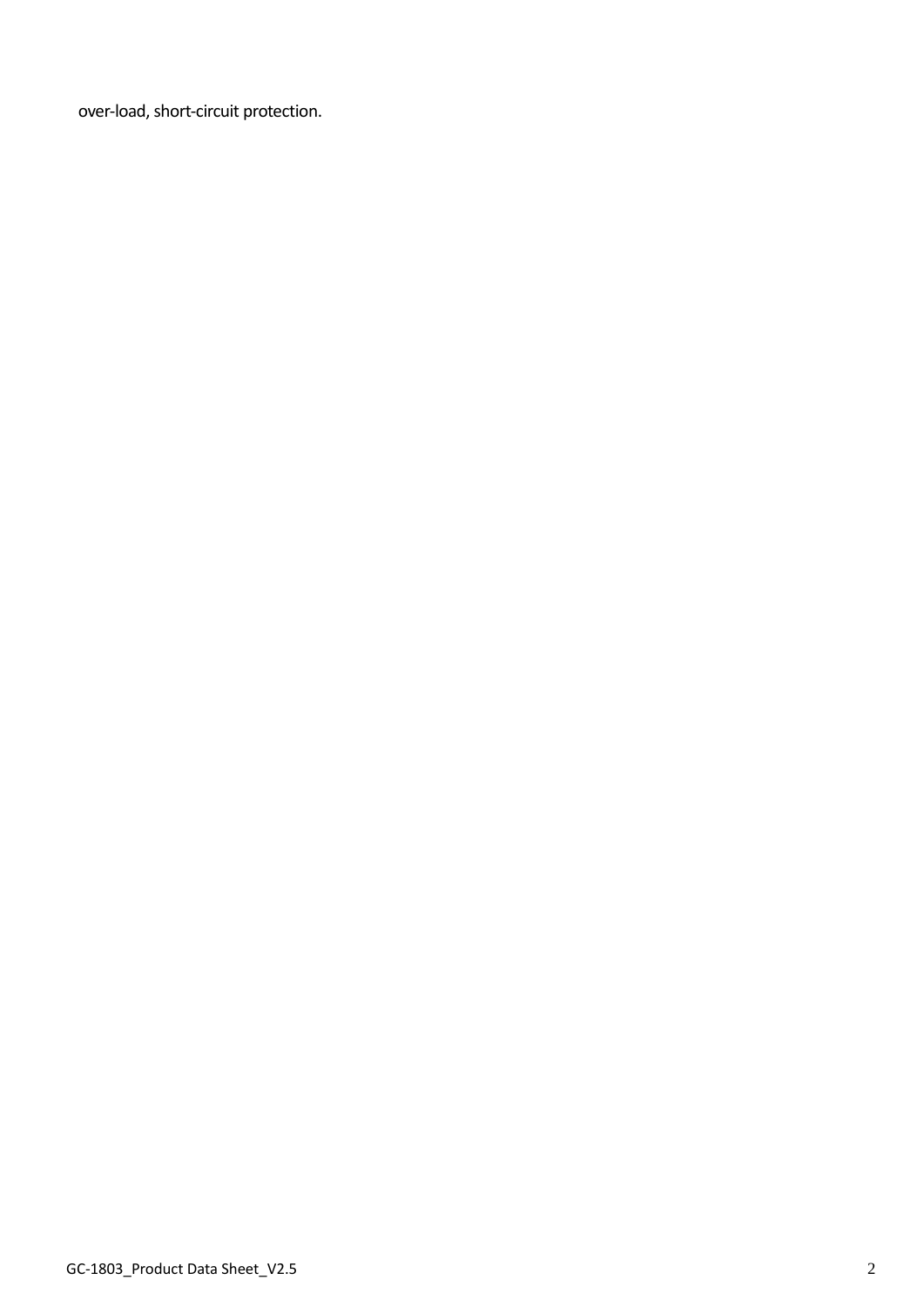over-load, short-circuit protection.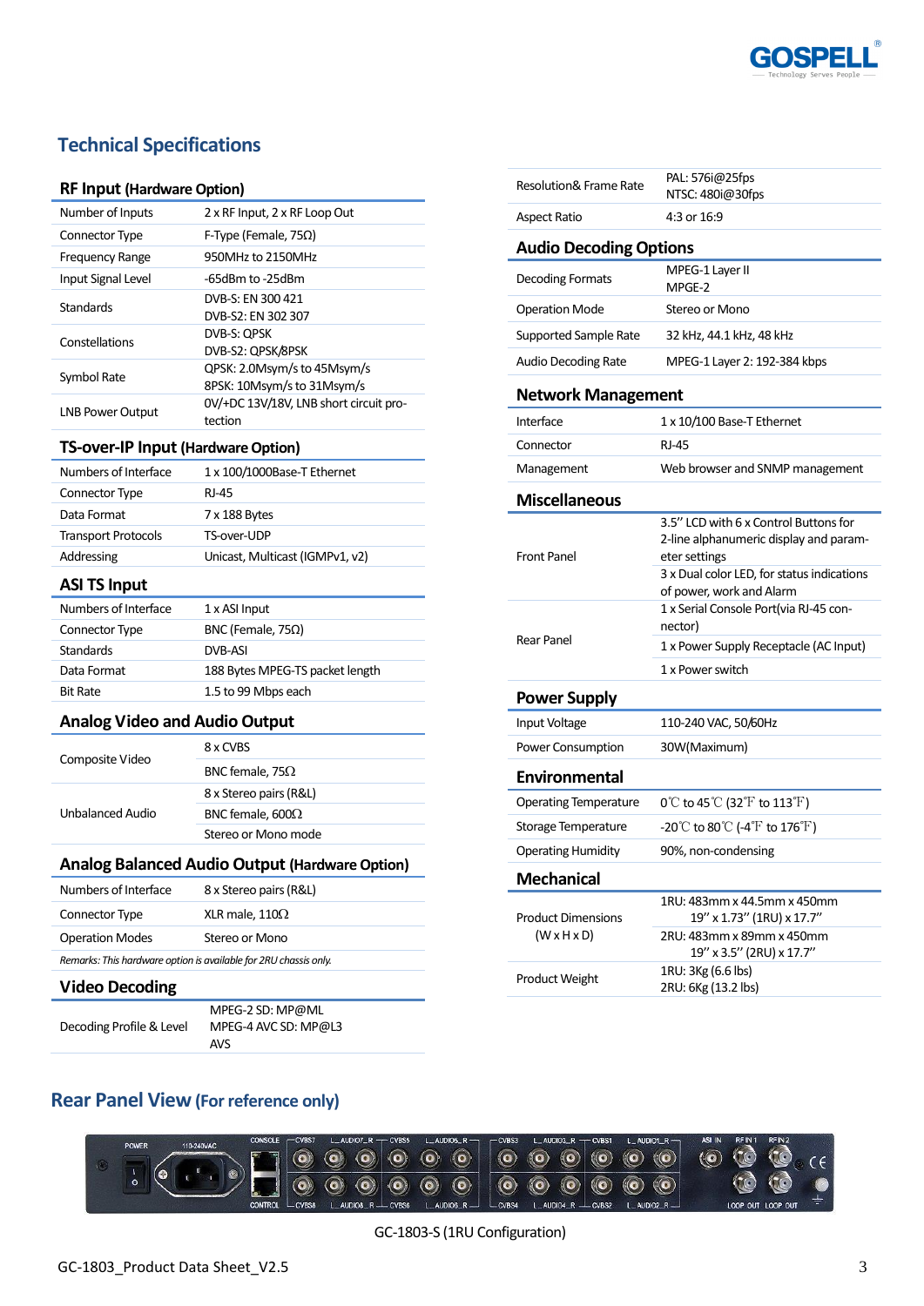## Technical Specifications

### RF Input (Hardware Option)

| | |
|---|---|
| Number of Inputs | 2 x RF Input, 2 x RF Loop Out |
| Connector Type | F-Type (Female, 75Ω) |
| Frequency Range | 950MHz to 2150MHz |
| Input Signal Level | -65dBm to -25dBm |
| Standards | DVB-S: EN 300 421<br>DVB-S2: EN 302 307 |
| Constellations | DVB-S: QPSK<br>DVB-S2: QPSK/8PSK |
| Symbol Rate | QPSK: 2.0Msym/s to 45Msym/s<br>8PSK: 10Msym/s to 31Msym/s |
| LNB Power Output | 0V/+DC 13V/18V, LNB short circuit protection |

### TS-over-IP Input (Hardware Option)

| | |
|---|---|
| Numbers of Interface | 1 x 100/1000Base-T Ethernet |
| Connector Type | RJ-45 |
| Data Format | 7 x 188 Bytes |
| Transport Protocols | TS-over-UDP |
| Addressing | Unicast, Multicast (IGMPv1, v2) |

### ASI TS Input

| | |
|---|---|
| Numbers of Interface | 1 x ASI Input |
| Connector Type | BNC (Female, 75Ω) |
| Standards | DVB-ASI |
| Data Format | 188 Bytes MPEG-TS packet length |
| Bit Rate | 1.5 to 99 Mbps each |

### Analog Video and Audio Output

| | |
|---|---|
| Composite Video | 8 x CVBS |
| | BNC female, 75Ω |
| Unbalanced Audio | 8 x Stereo pairs (R&L) |
| | BNC female, 600Ω |
| | Stereo or Mono mode |

### Analog Balanced Audio Output (Hardware Option)

| | |
|---|---|
| Numbers of Interface | 8 x Stereo pairs (R&L) |
| Connector Type | XLR male, 110Ω |
| Operation Modes | Stereo or Mono |

*Remarks: This hardware option is available for 2RU chassis only.*

### Video Decoding

| | |
|---|---|
| Decoding Profile & Level | MPEG-2 SD: MP@ML<br>MPEG-4 AVC SD: MP@L3<br>AVS |
| Resolution& Frame Rate | PAL: 576i@25fps<br>NTSC: 480i@30fps |
| Aspect Ratio | 4:3 or 16:9 |

### Audio Decoding Options

| | |
|---|---|
| Decoding Formats | MPEG-1 Layer II<br>MPGE-2 |
| Operation Mode | Stereo or Mono |
| Supported Sample Rate | 32 kHz, 44.1 kHz, 48 kHz |
| Audio Decoding Rate | MPEG-1 Layer 2: 192-384 kbps |

### Network Management

| | |
|---|---|
| Interface | 1 x 10/100 Base-T Ethernet |
| Connector | RJ-45 |
| Management | Web browser and SNMP management |

### Miscellaneous

| | |
|---|---|
| Front Panel | 3.5'' LCD with 6 x Control Buttons for 2-line alphanumeric display and parameter settings |
| | 3 x Dual color LED, for status indications of power, work and Alarm |
| Rear Panel | 1 x Serial Console Port(via RJ-45 connector) |
| | 1 x Power Supply Receptacle (AC Input) |
| | 1 x Power switch |

### Power Supply

| | |
|---|---|
| Input Voltage | 110-240 VAC, 50/60Hz |
| Power Consumption | 30W(Maximum) |

### Environmental

| | |
|---|---|
| Operating Temperature | 0℃ to 45℃ (32℉ to 113℉) |
| Storage Temperature | -20℃ to 80℃ (-4℉ to 176℉) |
| Operating Humidity | 90%, non-condensing |

### Mechanical

| | |
|---|---|
| Product Dimensions (W x H x D) | 1RU: 483mm x 44.5mm x 450mm<br>19'' x 1.73'' (1RU) x 17.7'' |
| | 2RU: 483mm x 89mm x 450mm<br>19'' x 3.5'' (2RU) x 17.7'' |
| Product Weight | 1RU: 3Kg (6.6 lbs)<br>2RU: 6Kg (13.2 lbs) |

## Rear Panel View (For reference only)

GC-1803-S (1RU Configuration)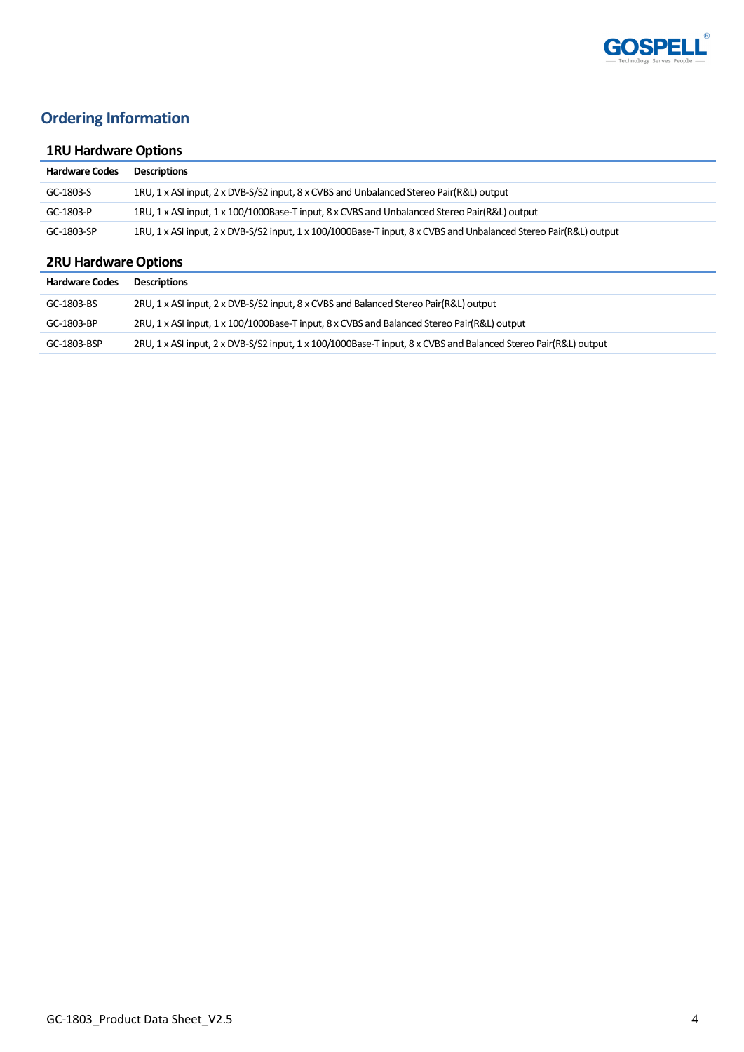## Ordering Information

### 1RU Hardware Options

| Hardware Codes | Descriptions |
| --- | --- |
| GC-1803-S | 1RU, 1 x ASI input, 2 x DVB-S/S2 input, 8 x CVBS and Unbalanced Stereo Pair(R&L) output |
| GC-1803-P | 1RU, 1 x ASI input, 1 x 100/1000Base-T input, 8 x CVBS and Unbalanced Stereo Pair(R&L) output |
| GC-1803-SP | 1RU, 1 x ASI input, 2 x DVB-S/S2 input, 1 x 100/1000Base-T input, 8 x CVBS and Unbalanced Stereo Pair(R&L) output |

### 2RU Hardware Options

| Hardware Codes | Descriptions |
| --- | --- |
| GC-1803-BS | 2RU, 1 x ASI input, 2 x DVB-S/S2 input, 8 x CVBS and Balanced Stereo Pair(R&L) output |
| GC-1803-BP | 2RU, 1 x ASI input, 1 x 100/1000Base-T input, 8 x CVBS and Balanced Stereo Pair(R&L) output |
| GC-1803-BSP | 2RU, 1 x ASI input, 2 x DVB-S/S2 input, 1 x 100/1000Base-T input, 8 x CVBS and Balanced Stereo Pair(R&L) output |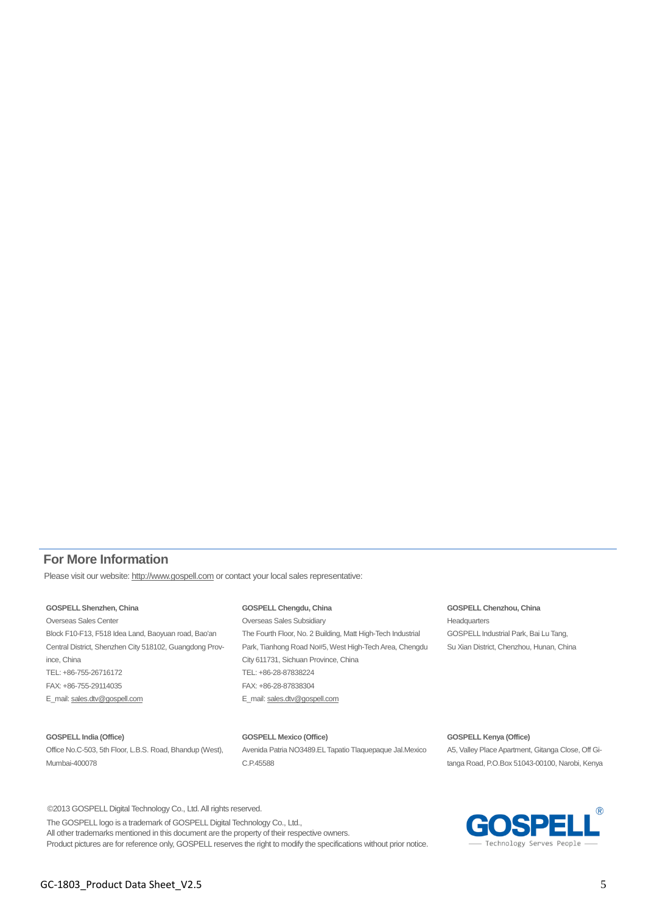## For More Information

Please visit our website: http://www.gospell.com or contact your local sales representative:

**GOSPELL Shenzhen, China**
Overseas Sales Center
Block F10-F13, F518 Idea Land, Baoyuan road, Bao'an Central District, Shenzhen City 518102, Guangdong Province, China
TEL: +86-755-26716172
FAX: +86-755-29114035
E_mail: sales.dtv@gospell.com

**GOSPELL Chengdu, China**
Overseas Sales Subsidiary
The Fourth Floor, No. 2 Building, Matt High-Tech Industrial Park, Tianhong Road No#5, West High-Tech Area, Chengdu City 611731, Sichuan Province, China
TEL: +86-28-87838224
FAX: +86-28-87838304
E_mail: sales.dtv@gospell.com

**GOSPELL Chenzhou, China**
Headquarters
GOSPELL Industrial Park, Bai Lu Tang, Su Xian District, Chenzhou, Hunan, China

**GOSPELL India (Office)**
Office No.C-503, 5th Floor, L.B.S. Road, Bhandup (West), Mumbai-400078

**GOSPELL Mexico (Office)**
Avenida Patria NO3489.EL Tapatio Tlaquepaque Jal.Mexico C.P.45588

**GOSPELL Kenya (Office)**
A5, Valley Place Apartment, Gitanga Close, Off Gitanga Road, P.O.Box 51043-00100, Narobi, Kenya

©2013 GOSPELL Digital Technology Co., Ltd. All rights reserved.

The GOSPELL logo is a trademark of GOSPELL Digital Technology Co., Ltd.,
All other trademarks mentioned in this document are the property of their respective owners.
Product pictures are for reference only, GOSPELL reserves the right to modify the specifications without prior notice.

GOSPELL®
Technology Serves People